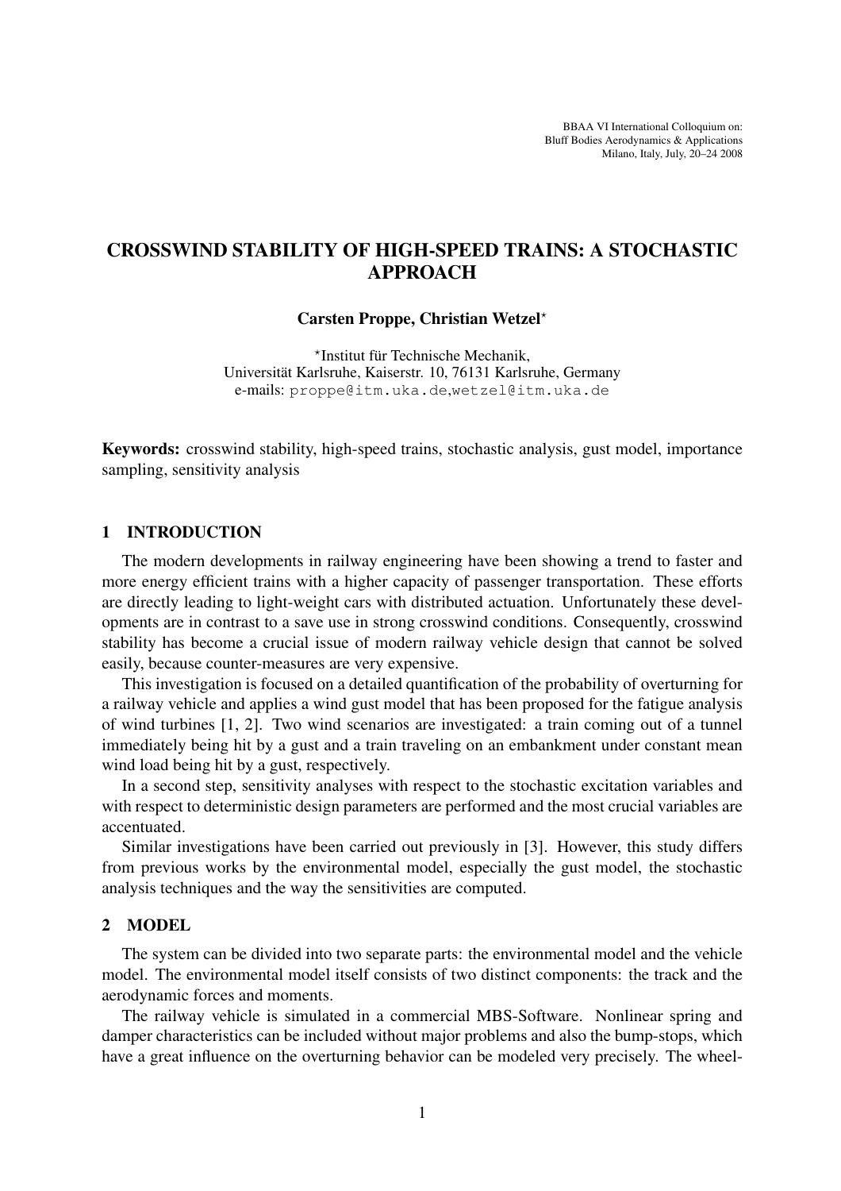BBAA VI International Colloquium on:
Bluff Bodies Aerodynamics & Applications
Milano, Italy, July, 20–24 2008

# CROSSWIND STABILITY OF HIGH-SPEED TRAINS: A STOCHASTIC APPROACH

**Carsten Proppe, Christian Wetzel***

*Institut für Technische Mechanik,
Universität Karlsruhe, Kaiserstr. 10, 76131 Karlsruhe, Germany
e-mails: proppe@itm.uka.de,wetzel@itm.uka.de

**Keywords:** crosswind stability, high-speed trains, stochastic analysis, gust model, importance sampling, sensitivity analysis

## 1 INTRODUCTION

The modern developments in railway engineering have been showing a trend to faster and more energy efficient trains with a higher capacity of passenger transportation. These efforts are directly leading to light-weight cars with distributed actuation. Unfortunately these developments are in contrast to a save use in strong crosswind conditions. Consequently, crosswind stability has become a crucial issue of modern railway vehicle design that cannot be solved easily, because counter-measures are very expensive.

This investigation is focused on a detailed quantification of the probability of overturning for a railway vehicle and applies a wind gust model that has been proposed for the fatigue analysis of wind turbines [1, 2]. Two wind scenarios are investigated: a train coming out of a tunnel immediately being hit by a gust and a train traveling on an embankment under constant mean wind load being hit by a gust, respectively.

In a second step, sensitivity analyses with respect to the stochastic excitation variables and with respect to deterministic design parameters are performed and the most crucial variables are accentuated.

Similar investigations have been carried out previously in [3]. However, this study differs from previous works by the environmental model, especially the gust model, the stochastic analysis techniques and the way the sensitivities are computed.

## 2 MODEL

The system can be divided into two separate parts: the environmental model and the vehicle model. The environmental model itself consists of two distinct components: the track and the aerodynamic forces and moments.

The railway vehicle is simulated in a commercial MBS-Software. Nonlinear spring and damper characteristics can be included without major problems and also the bump-stops, which have a great influence on the overturning behavior can be modeled very precisely. The wheel-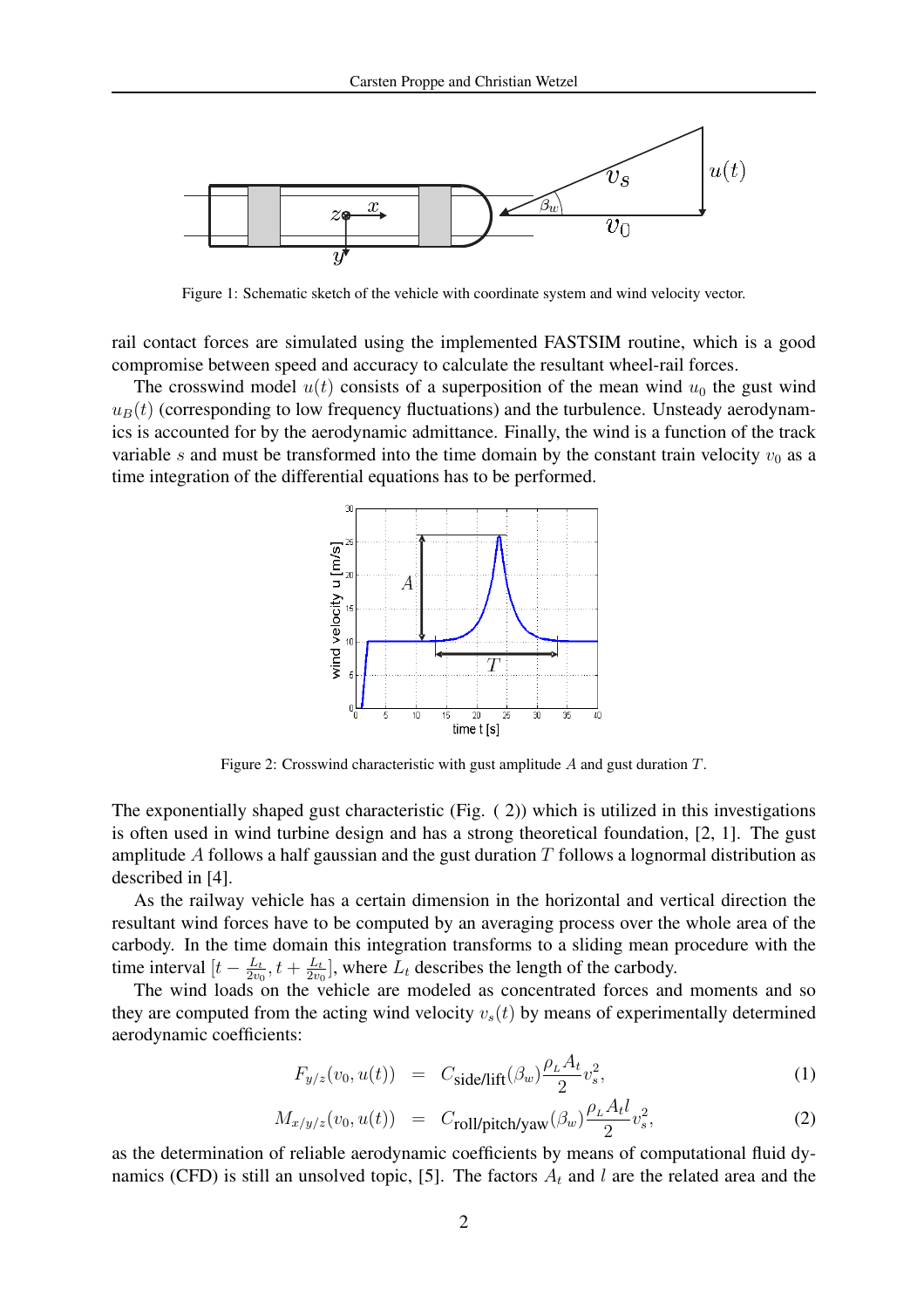Figure 1: Schematic sketch of the vehicle with coordinate system and wind velocity vector.

rail contact forces are simulated using the implemented FASTSIM routine, which is a good compromise between speed and accuracy to calculate the resultant wheel-rail forces.

The crosswind model $u(t)$ consists of a superposition of the mean wind $u_0$ the gust wind $u_B(t)$ (corresponding to low frequency fluctuations) and the turbulence. Unsteady aerodynamics is accounted for by the aerodynamic admittance. Finally, the wind is a function of the track variable $s$ and must be transformed into the time domain by the constant train velocity $v_0$ as a time integration of the differential equations has to be performed.

Figure 2: Crosswind characteristic with gust amplitude $A$ and gust duration $T$.

The exponentially shaped gust characteristic (Fig. ( 2)) which is utilized in this investigations is often used in wind turbine design and has a strong theoretical foundation, [2, 1]. The gust amplitude $A$ follows a half gaussian and the gust duration $T$ follows a lognormal distribution as described in [4].

As the railway vehicle has a certain dimension in the horizontal and vertical direction the resultant wind forces have to be computed by an averaging process over the whole area of the carbody. In the time domain this integration transforms to a sliding mean procedure with the time interval $[t - \frac{L_t}{2v_0}, t + \frac{L_t}{2v_0}]$, where $L_t$ describes the length of the carbody.

The wind loads on the vehicle are modeled as concentrated forces and moments and so they are computed from the acting wind velocity $v_s(t)$ by means of experimentally determined aerodynamic coefficients:

$$F_{y/z}(v_0, u(t)) = C_{\text{side/lift}}(\beta_w)\frac{\rho_L A_t}{2}v_s^2, \tag{1}$$

$$M_{x/y/z}(v_0, u(t)) = C_{\text{roll/pitch/yaw}}(\beta_w)\frac{\rho_L A_t l}{2}v_s^2, \tag{2}$$

as the determination of reliable aerodynamic coefficients by means of computational fluid dynamics (CFD) is still an unsolved topic, [5]. The factors $A_t$ and $l$ are the related area and the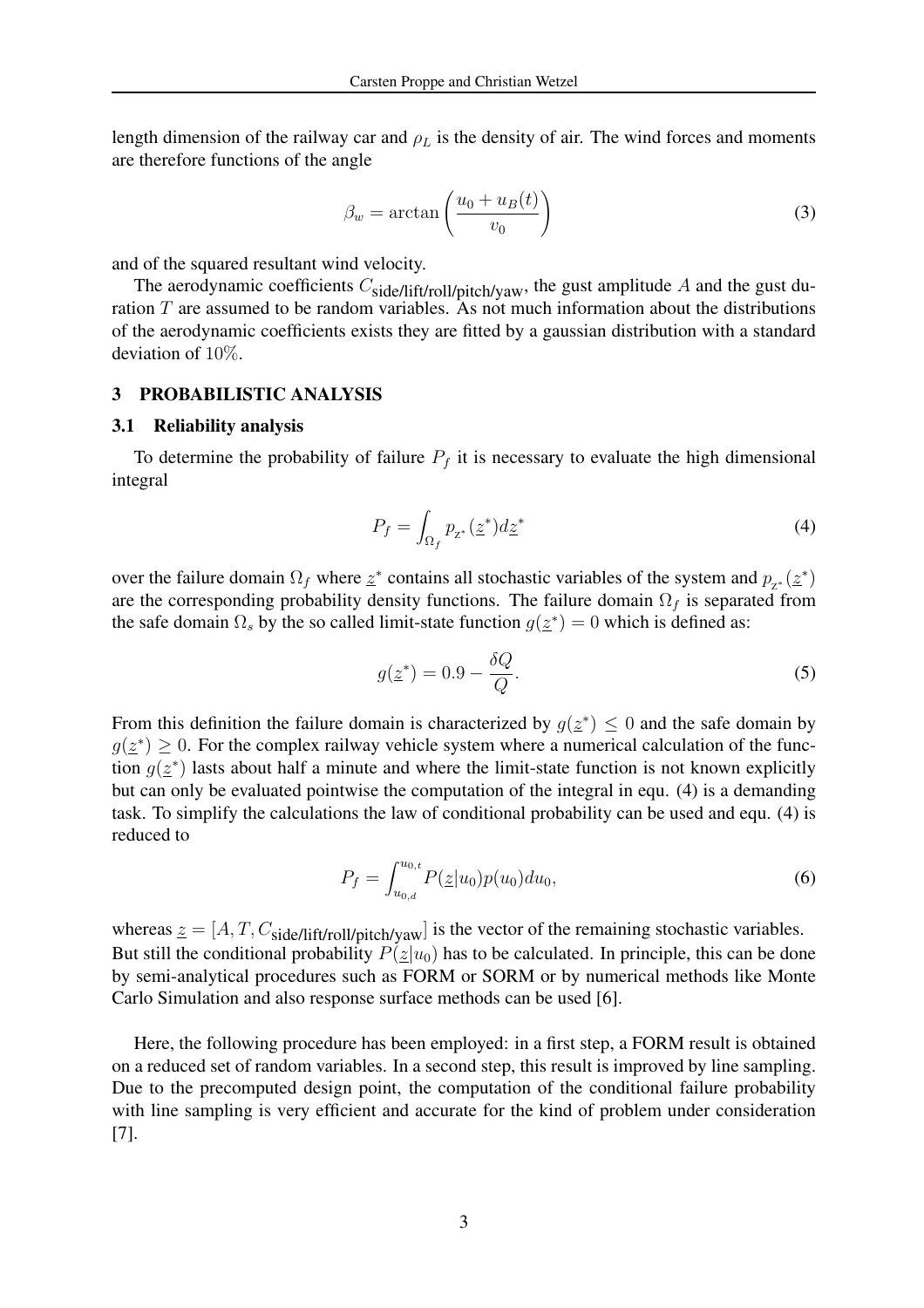length dimension of the railway car and $\rho_L$ is the density of air. The wind forces and moments are therefore functions of the angle

$$\beta_w = \arctan\left(\frac{u_0 + u_B(t)}{v_0}\right) \tag{3}$$

and of the squared resultant wind velocity.

The aerodynamic coefficients $C_{\text{side/lift/roll/pitch/yaw}}$, the gust amplitude $A$ and the gust duration $T$ are assumed to be random variables. As not much information about the distributions of the aerodynamic coefficients exists they are fitted by a gaussian distribution with a standard deviation of $10\%$.

## 3 PROBABILISTIC ANALYSIS

### 3.1 Reliability analysis

To determine the probability of failure $P_f$ it is necessary to evaluate the high dimensional integral

$$P_f = \int_{\Omega_f} p_{\text{z}^*}(\underline{z}^*) d\underline{z}^* \tag{4}$$

over the failure domain $\Omega_f$ where $\underline{z}^*$ contains all stochastic variables of the system and $p_{\text{z}^*}(\underline{z}^*)$ are the corresponding probability density functions. The failure domain $\Omega_f$ is separated from the safe domain $\Omega_s$ by the so called limit-state function $g(\underline{z}^*) = 0$ which is defined as:

$$g(\underline{z}^*) = 0.9 - \frac{\delta Q}{Q}. \tag{5}$$

From this definition the failure domain is characterized by $g(\underline{z}^*) \leq 0$ and the safe domain by $g(\underline{z}^*) \geq 0$. For the complex railway vehicle system where a numerical calculation of the function $g(\underline{z}^*)$ lasts about half a minute and where the limit-state function is not known explicitly but can only be evaluated pointwise the computation of the integral in equ. (4) is a demanding task. To simplify the calculations the law of conditional probability can be used and equ. (4) is reduced to

$$P_f = \int_{u_{0,d}}^{u_{0,t}} P(\underline{z}|u_0) p(u_0) du_0, \tag{6}$$

whereas $\underline{z} = [A, T, C_{\text{side/lift/roll/pitch/yaw}}]$ is the vector of the remaining stochastic variables. But still the conditional probability $P(\underline{z}|u_0)$ has to be calculated. In principle, this can be done by semi-analytical procedures such as FORM or SORM or by numerical methods like Monte Carlo Simulation and also response surface methods can be used [6].

Here, the following procedure has been employed: in a first step, a FORM result is obtained on a reduced set of random variables. In a second step, this result is improved by line sampling. Due to the precomputed design point, the computation of the conditional failure probability with line sampling is very efficient and accurate for the kind of problem under consideration [7].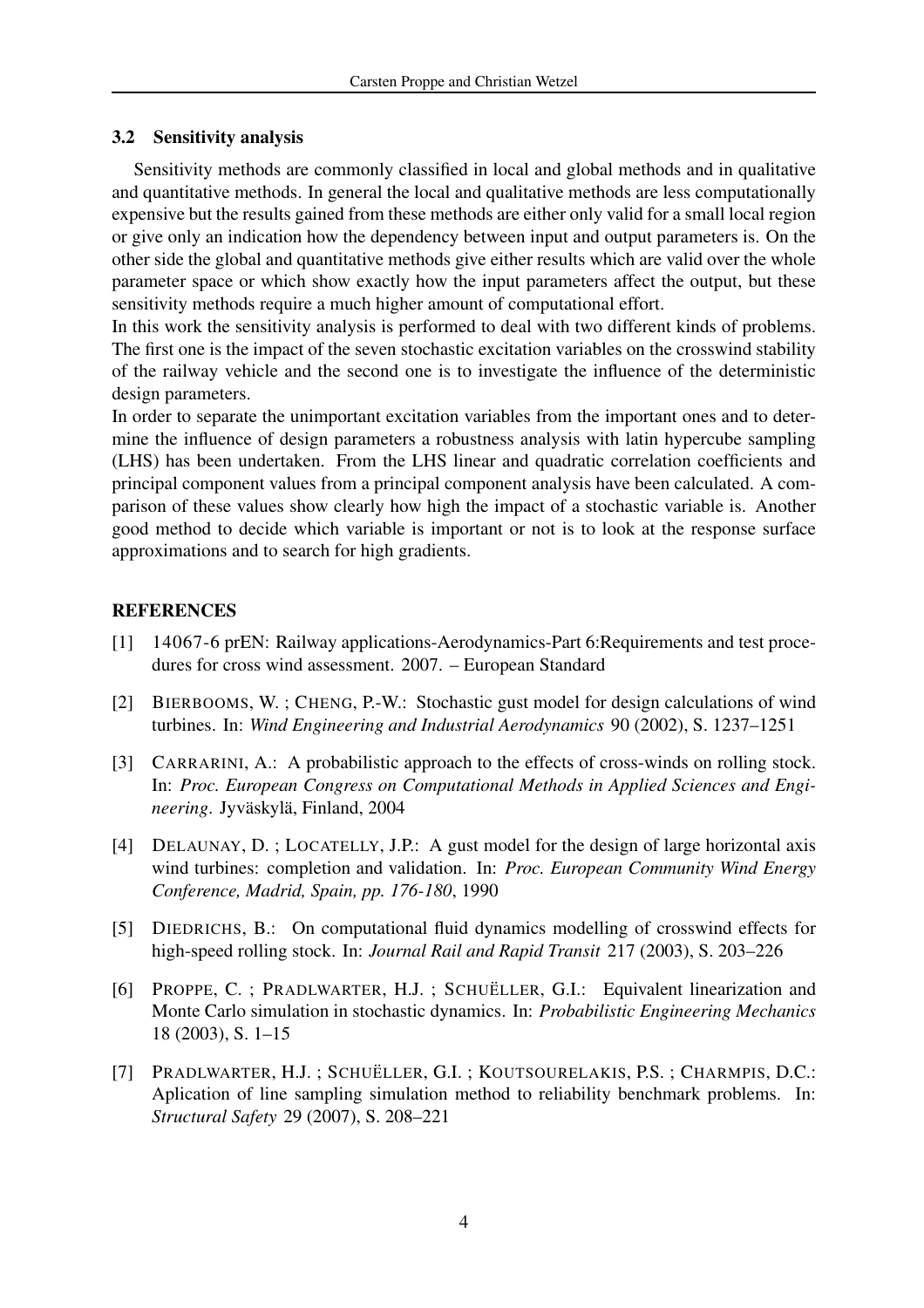### 3.2 Sensitivity analysis

Sensitivity methods are commonly classified in local and global methods and in qualitative and quantitative methods. In general the local and qualitative methods are less computationally expensive but the results gained from these methods are either only valid for a small local region or give only an indication how the dependency between input and output parameters is. On the other side the global and quantitative methods give either results which are valid over the whole parameter space or which show exactly how the input parameters affect the output, but these sensitivity methods require a much higher amount of computational effort.

In this work the sensitivity analysis is performed to deal with two different kinds of problems. The first one is the impact of the seven stochastic excitation variables on the crosswind stability of the railway vehicle and the second one is to investigate the influence of the deterministic design parameters.

In order to separate the unimportant excitation variables from the important ones and to determine the influence of design parameters a robustness analysis with latin hypercube sampling (LHS) has been undertaken. From the LHS linear and quadratic correlation coefficients and principal component values from a principal component analysis have been calculated. A comparison of these values show clearly how high the impact of a stochastic variable is. Another good method to decide which variable is important or not is to look at the response surface approximations and to search for high gradients.

## REFERENCES

[1] 14067-6 prEN: Railway applications-Aerodynamics-Part 6:Requirements and test procedures for cross wind assessment. 2007. – European Standard

[2] BIERBOOMS, W. ; CHENG, P.-W.: Stochastic gust model for design calculations of wind turbines. In: *Wind Engineering and Industrial Aerodynamics* 90 (2002), S. 1237–1251

[3] CARRARINI, A.: A probabilistic approach to the effects of cross-winds on rolling stock. In: *Proc. European Congress on Computational Methods in Applied Sciences and Engineering*. Jyväskylä, Finland, 2004

[4] DELAUNAY, D. ; LOCATELLY, J.P.: A gust model for the design of large horizontal axis wind turbines: completion and validation. In: *Proc. European Community Wind Energy Conference, Madrid, Spain, pp. 176-180*, 1990

[5] DIEDRICHS, B.: On computational fluid dynamics modelling of crosswind effects for high-speed rolling stock. In: *Journal Rail and Rapid Transit* 217 (2003), S. 203–226

[6] PROPPE, C. ; PRADLWARTER, H.J. ; SCHUËLLER, G.I.: Equivalent linearization and Monte Carlo simulation in stochastic dynamics. In: *Probabilistic Engineering Mechanics* 18 (2003), S. 1–15

[7] PRADLWARTER, H.J. ; SCHUËLLER, G.I. ; KOUTSOURELAKIS, P.S. ; CHARMPIS, D.C.: Aplication of line sampling simulation method to reliability benchmark problems. In: *Structural Safety* 29 (2007), S. 208–221